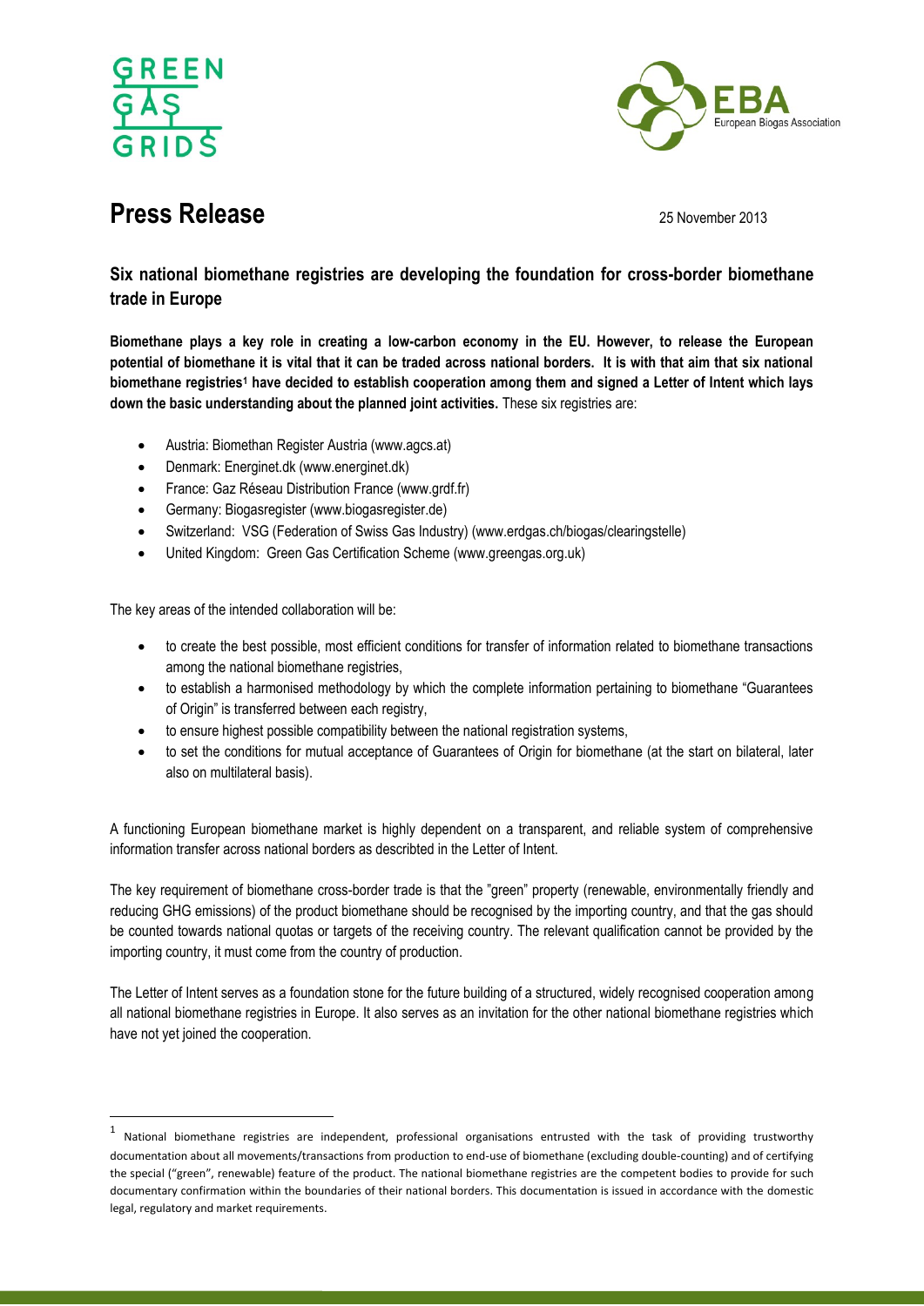# Press Release

25 November 2013

## Six national biomethane registries are developing the foundation for cross-border biomethane trade in Europe

**Biomethane plays a key role in creating a low-carbon economy in the EU. However, to release the European potential of biomethane it is vital that it can be traded across national borders. It is with that aim that six national biomethane registries[1] have decided to establish cooperation among them and signed a Letter of Intent which lays down the basic understanding about the planned joint activities.** These six registries are:

- Austria: Biomethan Register Austria (www.agcs.at)
- Denmark: Energinet.dk (www.energinet.dk)
- France: Gaz Réseau Distribution France (www.grdf.fr)
- Germany: Biogasregister (www.biogasregister.de)
- Switzerland: VSG (Federation of Swiss Gas Industry) (www.erdgas.ch/biogas/clearingstelle)
- United Kingdom: Green Gas Certification Scheme (www.greengas.org.uk)

The key areas of the intended collaboration will be:

- to create the best possible, most efficient conditions for transfer of information related to biomethane transactions among the national biomethane registries,
- to establish a harmonised methodology by which the complete information pertaining to biomethane "Guarantees of Origin" is transferred between each registry,
- to ensure highest possible compatibility between the national registration systems,
- to set the conditions for mutual acceptance of Guarantees of Origin for biomethane (at the start on bilateral, later also on multilateral basis).

A functioning European biomethane market is highly dependent on a transparent, and reliable system of comprehensive information transfer across national borders as describted in the Letter of Intent.

The key requirement of biomethane cross-border trade is that the "green" property (renewable, environmentally friendly and reducing GHG emissions) of the product biomethane should be recognised by the importing country, and that the gas should be counted towards national quotas or targets of the receiving country. The relevant qualification cannot be provided by the importing country, it must come from the country of production.

The Letter of Intent serves as a foundation stone for the future building of a structured, widely recognised cooperation among all national biomethane registries in Europe. It also serves as an invitation for the other national biomethane registries which have not yet joined the cooperation.

---

[1] National biomethane registries are independent, professional organisations entrusted with the task of providing trustworthy documentation about all movements/transactions from production to end-use of biomethane (excluding double-counting) and of certifying the special ("green", renewable) feature of the product. The national biomethane registries are the competent bodies to provide for such documentary confirmation within the boundaries of their national borders. This documentation is issued in accordance with the domestic legal, regulatory and market requirements.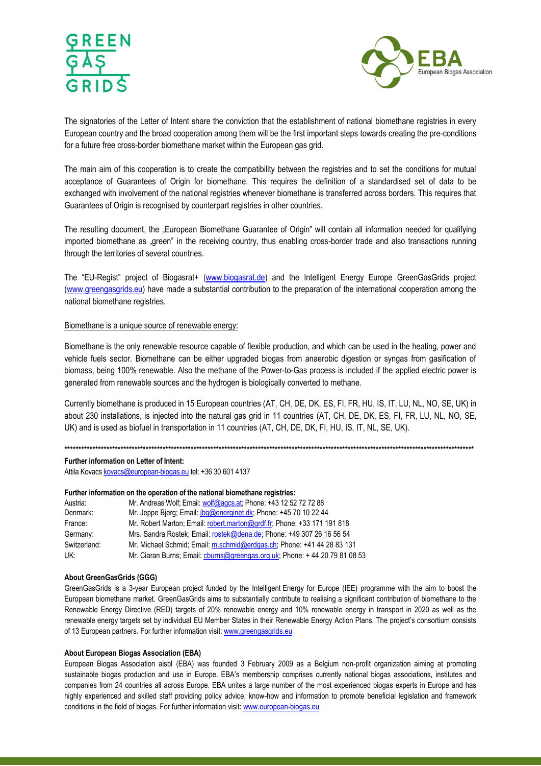The signatories of the Letter of Intent share the conviction that the establishment of national biomethane registries in every European country and the broad cooperation among them will be the first important steps towards creating the pre-conditions for a future free cross-border biomethane market within the European gas grid.

The main aim of this cooperation is to create the compatibility between the registries and to set the conditions for mutual acceptance of Guarantees of Origin for biomethane. This requires the definition of a standardised set of data to be exchanged with involvement of the national registries whenever biomethane is transferred across borders. This requires that Guarantees of Origin is recognised by counterpart registries in other countries.

The resulting document, the „European Biomethane Guarantee of Origin" will contain all information needed for qualifying imported biomethane as „green" in the receiving country, thus enabling cross-border trade and also transactions running through the territories of several countries.

The "EU-Regist" project of Biogasrat+ (www.biogasrat.de) and the Intelligent Energy Europe GreenGasGrids project (www.greengasgrids.eu) have made a substantial contribution to the preparation of the international cooperation among the national biomethane registries.

Biomethane is a unique source of renewable energy:

Biomethane is the only renewable resource capable of flexible production, and which can be used in the heating, power and vehicle fuels sector. Biomethane can be either upgraded biogas from anaerobic digestion or syngas from gasification of biomass, being 100% renewable. Also the methane of the Power-to-Gas process is included if the applied electric power is generated from renewable sources and the hydrogen is biologically converted to methane.

Currently biomethane is produced in 15 European countries (AT, CH, DE, DK, ES, FI, FR, HU, IS, IT, LU, NL, NO, SE, UK) in about 230 installations, is injected into the natural gas grid in 11 countries (AT, CH, DE, DK, ES, FI, FR, LU, NL, NO, SE, UK) and is used as biofuel in transportation in 11 countries (AT, CH, DE, DK, FI, HU, IS, IT, NL, SE, UK).

******************************************************************************************************************************************

**Further information on Letter of Intent:**
Attila Kovacs kovacs@european-biogas.eu tel: +36 30 601 4137

**Further information on the operation of the national biomethane registries:**

| | |
|---|---|
| Austria: | Mr. Andreas Wolf; Email: wolf@agcs.at; Phone: +43 12 52 72 72 88 |
| Denmark: | Mr. Jeppe Bjerg; Email: jbg@energinet.dk; Phone: +45 70 10 22 44 |
| France: | Mr. Robert Marton; Email: robert.marton@grdf.fr; Phone: +33 171 191 818 |
| Germany: | Mrs. Sandra Rostek; Email: rostek@dena.de; Phone: +49 307 26 16 56 54 |
| Switzerland: | Mr. Michael Schmid; Email: m.schmid@erdgas.ch; Phone: +41 44 28 83 131 |
| UK: | Mr. Ciaran Burns; Email: cburns@greengas.org.uk; Phone: + 44 20 79 81 08 53 |

**About GreenGasGrids (GGG)**

GreenGasGrids is a 3-year European project funded by the Intelligent Energy for Europe (IEE) programme with the aim to boost the European biomethane market. GreenGasGrids aims to substantially contribute to realising a significant contribution of biomethane to the Renewable Energy Directive (RED) targets of 20% renewable energy and 10% renewable energy in transport in 2020 as well as the renewable energy targets set by individual EU Member States in their Renewable Energy Action Plans. The project's consortium consists of 13 European partners. For further information visit: www.greengasgrids.eu

**About European Biogas Association (EBA)**

European Biogas Association aisbl (EBA) was founded 3 February 2009 as a Belgium non-profit organization aiming at promoting sustainable biogas production and use in Europe. EBA's membership comprises currently national biogas associations, institutes and companies from 24 countries all across Europe. EBA unites a large number of the most experienced biogas experts in Europe and has highly experienced and skilled staff providing policy advice, know-how and information to promote beneficial legislation and framework conditions in the field of biogas. For further information visit: www.european-biogas.eu